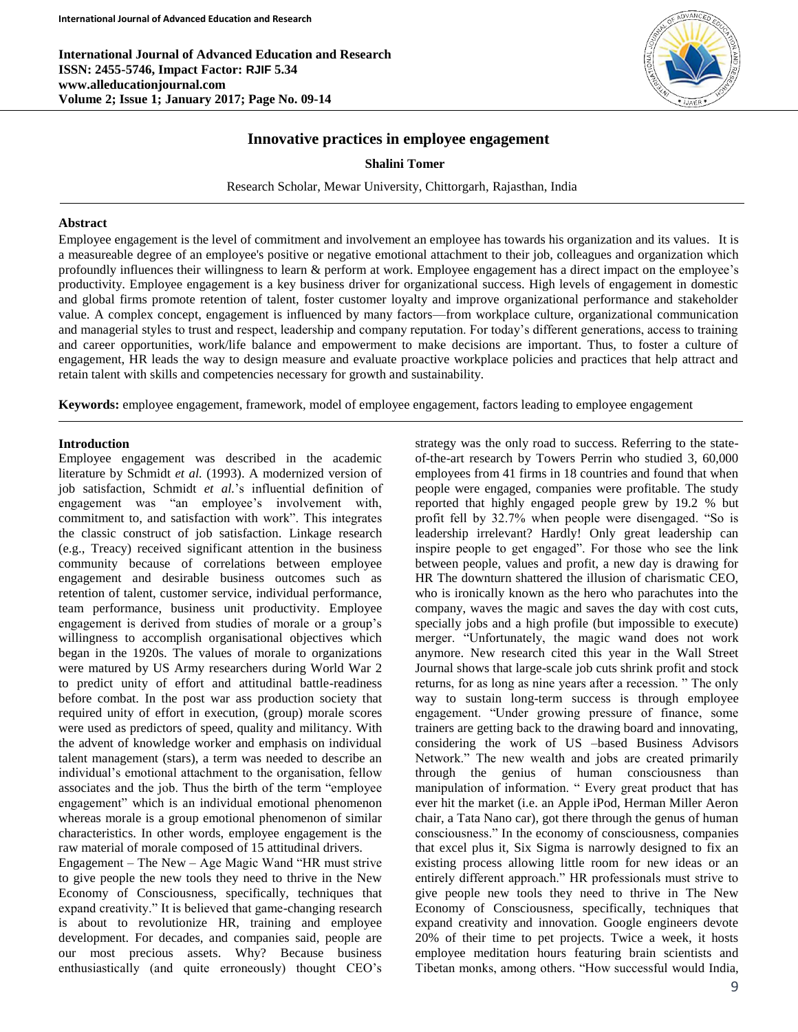# Innovative practices in employee engagement

**Shalini Tomer**

Research Scholar, Mewar University, Chittorgarh, Rajasthan, India

## Abstract

Employee engagement is the level of commitment and involvement an employee has towards his organization and its values. It is a measureable degree of an employee's positive or negative emotional attachment to their job, colleagues and organization which profoundly influences their willingness to learn & perform at work. Employee engagement has a direct impact on the employee's productivity. Employee engagement is a key business driver for organizational success. High levels of engagement in domestic and global firms promote retention of talent, foster customer loyalty and improve organizational performance and stakeholder value. A complex concept, engagement is influenced by many factors—from workplace culture, organizational communication and managerial styles to trust and respect, leadership and company reputation. For today's different generations, access to training and career opportunities, work/life balance and empowerment to make decisions are important. Thus, to foster a culture of engagement, HR leads the way to design measure and evaluate proactive workplace policies and practices that help attract and retain talent with skills and competencies necessary for growth and sustainability.

**Keywords:** employee engagement, framework, model of employee engagement, factors leading to employee engagement

## Introduction

Employee engagement was described in the academic literature by Schmidt *et al.* (1993). A modernized version of job satisfaction, Schmidt *et al.*'s influential definition of engagement was "an employee's involvement with, commitment to, and satisfaction with work". This integrates the classic construct of job satisfaction. Linkage research (e.g., Treacy) received significant attention in the business community because of correlations between employee engagement and desirable business outcomes such as retention of talent, customer service, individual performance, team performance, business unit productivity. Employee engagement is derived from studies of morale or a group's willingness to accomplish organisational objectives which began in the 1920s. The values of morale to organizations were matured by US Army researchers during World War 2 to predict unity of effort and attitudinal battle-readiness before combat. In the post war ass production society that required unity of effort in execution, (group) morale scores were used as predictors of speed, quality and militancy. With the advent of knowledge worker and emphasis on individual talent management (stars), a term was needed to describe an individual's emotional attachment to the organisation, fellow associates and the job. Thus the birth of the term "employee engagement" which is an individual emotional phenomenon whereas morale is a group emotional phenomenon of similar characteristics. In other words, employee engagement is the raw material of morale composed of 15 attitudinal drivers.

Engagement – The New – Age Magic Wand "HR must strive to give people the new tools they need to thrive in the New Economy of Consciousness, specifically, techniques that expand creativity." It is believed that game-changing research is about to revolutionize HR, training and employee development. For decades, and companies said, people are our most precious assets. Why? Because business enthusiastically (and quite erroneously) thought CEO's strategy was the only road to success. Referring to the state-of-the-art research by Towers Perrin who studied 3, 60,000 employees from 41 firms in 18 countries and found that when people were engaged, companies were profitable. The study reported that highly engaged people grew by 19.2 % but profit fell by 32.7% when people were disengaged. "So is leadership irrelevant? Hardly! Only great leadership can inspire people to get engaged". For those who see the link between people, values and profit, a new day is drawing for HR The downturn shattered the illusion of charismatic CEO, who is ironically known as the hero who parachutes into the company, waves the magic and saves the day with cost cuts, specially jobs and a high profile (but impossible to execute) merger. "Unfortunately, the magic wand does not work anymore. New research cited this year in the Wall Street Journal shows that large-scale job cuts shrink profit and stock returns, for as long as nine years after a recession. " The only way to sustain long-term success is through employee engagement. "Under growing pressure of finance, some trainers are getting back to the drawing board and innovating, considering the work of US –based Business Advisors Network." The new wealth and jobs are created primarily through the genius of human consciousness than manipulation of information. " Every great product that has ever hit the market (i.e. an Apple iPod, Herman Miller Aeron chair, a Tata Nano car), got there through the genus of human consciousness." In the economy of consciousness, companies that excel plus it, Six Sigma is narrowly designed to fix an existing process allowing little room for new ideas or an entirely different approach." HR professionals must strive to give people new tools they need to thrive in The New Economy of Consciousness, specifically, techniques that expand creativity and innovation. Google engineers devote 20% of their time to pet projects. Twice a week, it hosts employee meditation hours featuring brain scientists and Tibetan monks, among others. "How successful would India,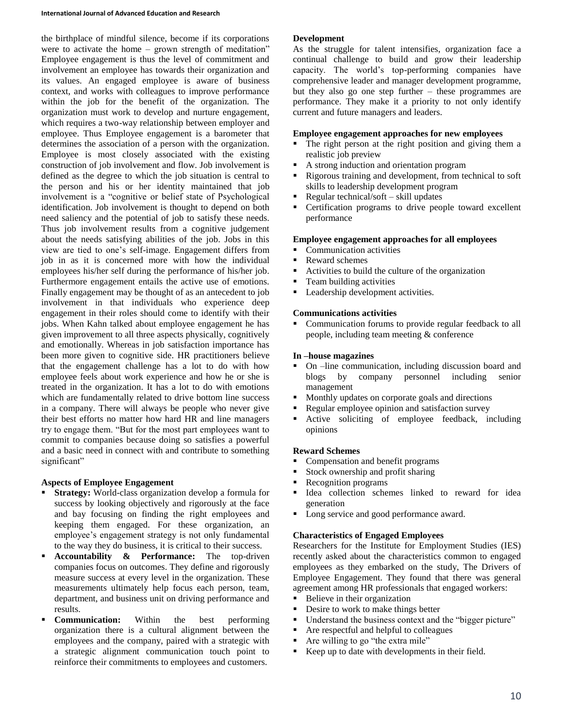the birthplace of mindful silence, become if its corporations were to activate the home – grown strength of meditation" Employee engagement is thus the level of commitment and involvement an employee has towards their organization and its values. An engaged employee is aware of business context, and works with colleagues to improve performance within the job for the benefit of the organization. The organization must work to develop and nurture engagement, which requires a two-way relationship between employer and employee. Thus Employee engagement is a barometer that determines the association of a person with the organization. Employee is most closely associated with the existing construction of job involvement and flow. Job involvement is defined as the degree to which the job situation is central to the person and his or her identity maintained that job involvement is a "cognitive or belief state of Psychological identification. Job involvement is thought to depend on both need saliency and the potential of job to satisfy these needs. Thus job involvement results from a cognitive judgement about the needs satisfying abilities of the job. Jobs in this view are tied to one's self-image. Engagement differs from job in as it is concerned more with how the individual employees his/her self during the performance of his/her job. Furthermore engagement entails the active use of emotions. Finally engagement may be thought of as an antecedent to job involvement in that individuals who experience deep engagement in their roles should come to identify with their jobs. When Kahn talked about employee engagement he has given improvement to all three aspects physically, cognitively and emotionally. Whereas in job satisfaction importance has been more given to cognitive side. HR practitioners believe that the engagement challenge has a lot to do with how employee feels about work experience and how he or she is treated in the organization. It has a lot to do with emotions which are fundamentally related to drive bottom line success in a company. There will always be people who never give their best efforts no matter how hard HR and line managers try to engage them. "But for the most part employees want to commit to companies because doing so satisfies a powerful and a basic need in connect with and contribute to something significant"

### Aspects of Employee Engagement

- **Strategy:** World-class organization develop a formula for success by looking objectively and rigorously at the face and bay focusing on finding the right employees and keeping them engaged. For these organization, an employee's engagement strategy is not only fundamental to the way they do business, it is critical to their success.
- **Accountability & Performance:** The top-driven companies focus on outcomes. They define and rigorously measure success at every level in the organization. These measurements ultimately help focus each person, team, department, and business unit on driving performance and results.
- **Communication:** Within the best performing organization there is a cultural alignment between the employees and the company, paired with a strategic with a strategic alignment communication touch point to reinforce their commitments to employees and customers.

### Development

As the struggle for talent intensifies, organization face a continual challenge to build and grow their leadership capacity. The world's top-performing companies have comprehensive leader and manager development programme, but they also go one step further – these programmes are performance. They make it a priority to not only identify current and future managers and leaders.

### Employee engagement approaches for new employees

- The right person at the right position and giving them a realistic job preview
- A strong induction and orientation program
- Rigorous training and development, from technical to soft skills to leadership development program
- Regular technical/soft – skill updates
- Certification programs to drive people toward excellent performance

### Employee engagement approaches for all employees

- Communication activities
- Reward schemes
- Activities to build the culture of the organization
- Team building activities
- Leadership development activities.

### Communications activities

- Communication forums to provide regular feedback to all people, including team meeting & conference

### In –house magazines

- On –line communication, including discussion board and blogs by company personnel including senior management
- Monthly updates on corporate goals and directions
- Regular employee opinion and satisfaction survey
- Active soliciting of employee feedback, including opinions

### Reward Schemes

- Compensation and benefit programs
- Stock ownership and profit sharing
- Recognition programs
- Idea collection schemes linked to reward for idea generation
- Long service and good performance award.

### Characteristics of Engaged Employees

Researchers for the Institute for Employment Studies (IES) recently asked about the characteristics common to engaged employees as they embarked on the study, The Drivers of Employee Engagement. They found that there was general agreement among HR professionals that engaged workers:

- Believe in their organization
- Desire to work to make things better
- Understand the business context and the "bigger picture"
- Are respectful and helpful to colleagues
- Are willing to go "the extra mile"
- Keep up to date with developments in their field.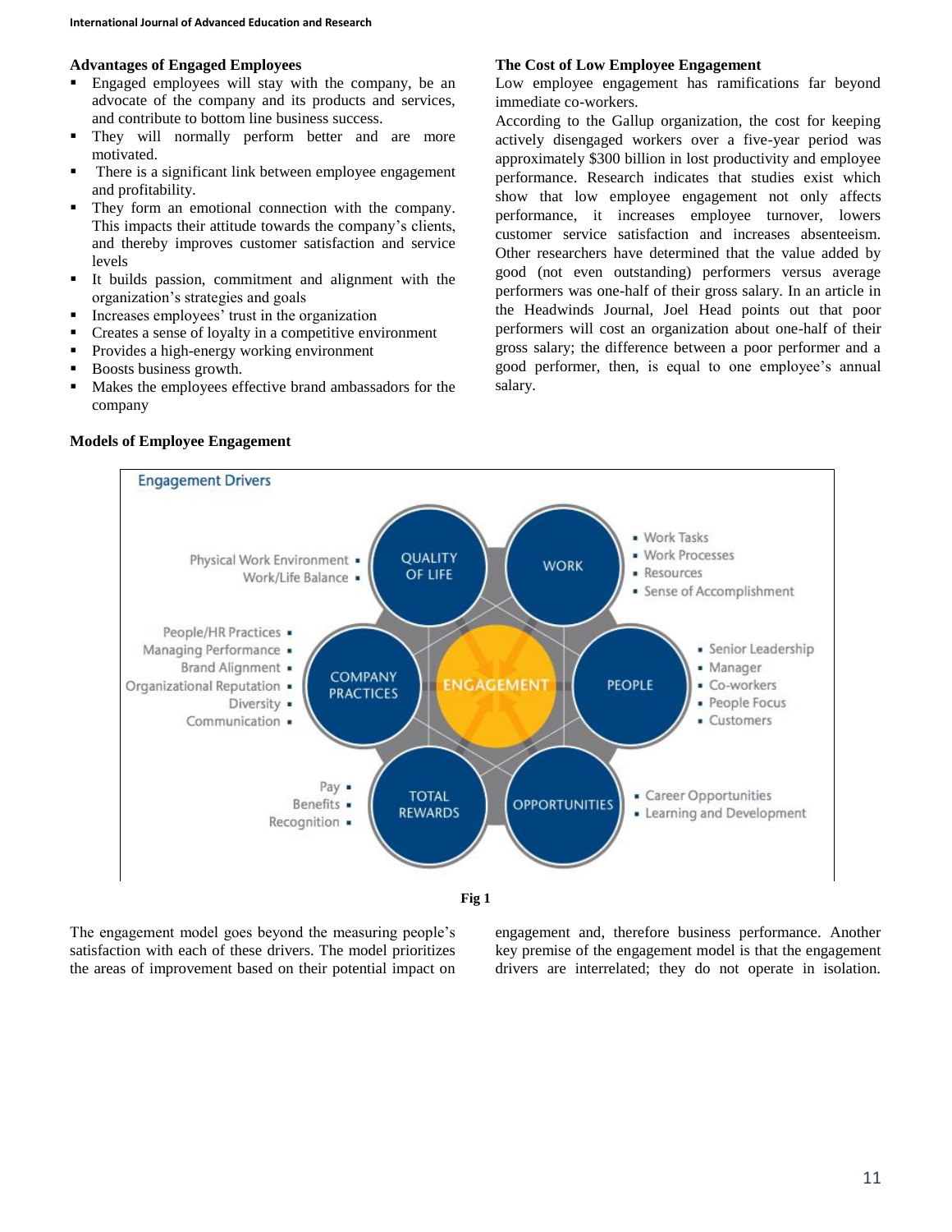### Advantages of Engaged Employees

- Engaged employees will stay with the company, be an advocate of the company and its products and services, and contribute to bottom line business success.
- They will normally perform better and are more motivated.
- There is a significant link between employee engagement and profitability.
- They form an emotional connection with the company. This impacts their attitude towards the company's clients, and thereby improves customer satisfaction and service levels
- It builds passion, commitment and alignment with the organization's strategies and goals
- Increases employees' trust in the organization
- Creates a sense of loyalty in a competitive environment
- Provides a high-energy working environment
- Boosts business growth.
- Makes the employees effective brand ambassadors for the company

### The Cost of Low Employee Engagement

Low employee engagement has ramifications far beyond immediate co-workers.

According to the Gallup organization, the cost for keeping actively disengaged workers over a five-year period was approximately $300 billion in lost productivity and employee performance. Research indicates that studies exist which show that low employee engagement not only affects performance, it increases employee turnover, lowers customer service satisfaction and increases absenteeism. Other researchers have determined that the value added by good (not even outstanding) performers versus average performers was one-half of their gross salary. In an article in the Headwinds Journal, Joel Head points out that poor performers will cost an organization about one-half of their gross salary; the difference between a poor performer and a good performer, then, is equal to one employee's annual salary.

### Models of Employee Engagement

Engagement Drivers

- QUALITY OF LIFE: Physical Work Environment; Work/Life Balance
- WORK: Work Tasks; Work Processes; Resources; Sense of Accomplishment
- COMPANY PRACTICES: People/HR Practices; Managing Performance; Brand Alignment; Organizational Reputation; Diversity; Communication
- PEOPLE: Senior Leadership; Manager; Co-workers; People Focus; Customers
- TOTAL REWARDS: Pay; Benefits; Recognition
- OPPORTUNITIES: Career Opportunities; Learning and Development

ENGAGEMENT

Fig 1

The engagement model goes beyond the measuring people's satisfaction with each of these drivers. The model prioritizes the areas of improvement based on their potential impact on engagement and, therefore business performance. Another key premise of the engagement model is that the engagement drivers are interrelated; they do not operate in isolation.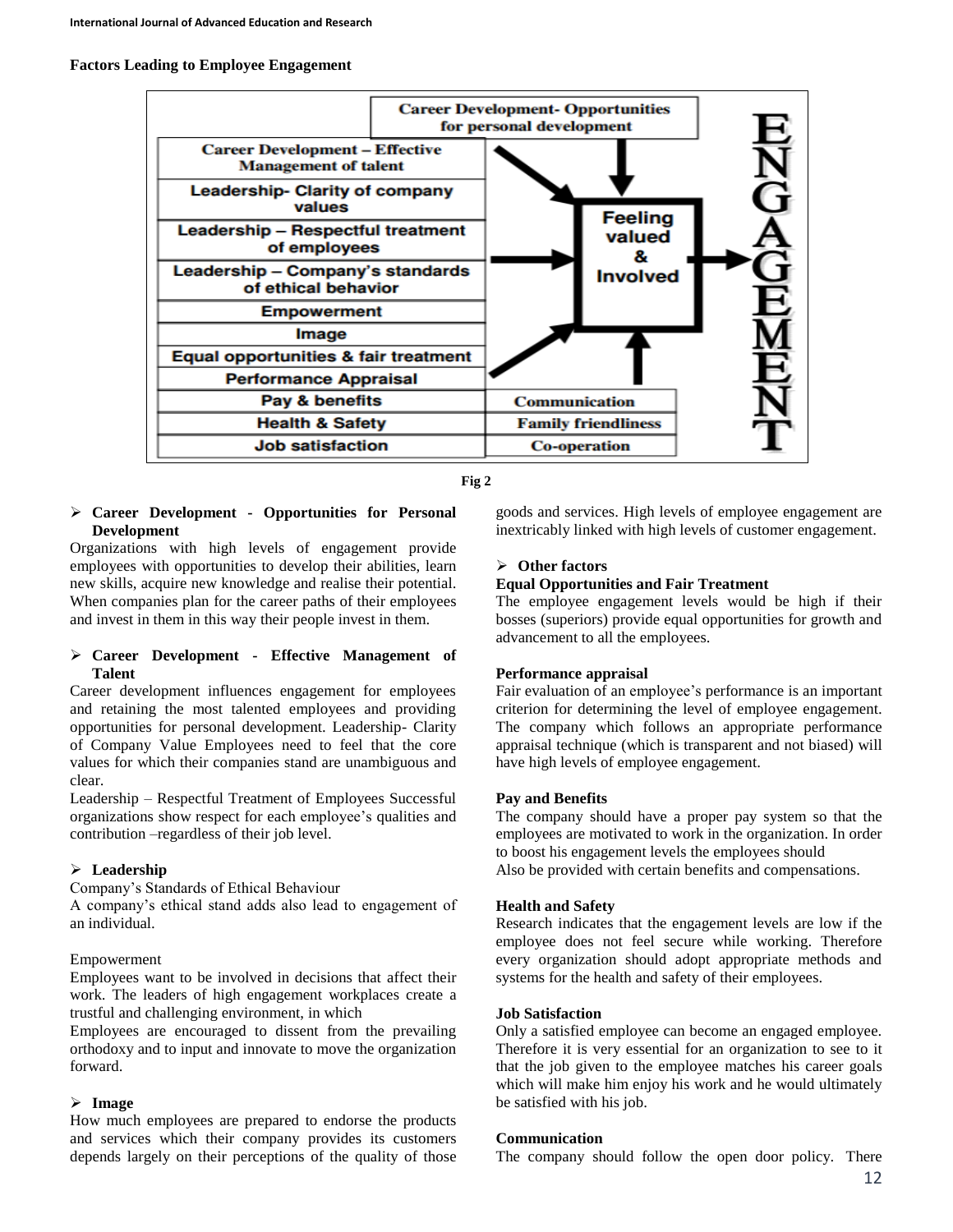**Factors Leading to Employee Engagement**

Fig 2

- **Career Development - Opportunities for Personal Development**

Organizations with high levels of engagement provide employees with opportunities to develop their abilities, learn new skills, acquire new knowledge and realise their potential. When companies plan for the career paths of their employees and invest in them in this way their people invest in them.

- **Career Development - Effective Management of Talent**

Career development influences engagement for employees and retaining the most talented employees and providing opportunities for personal development. Leadership- Clarity of Company Value Employees need to feel that the core values for which their companies stand are unambiguous and clear.

Leadership – Respectful Treatment of Employees Successful organizations show respect for each employee's qualities and contribution –regardless of their job level.

- **Leadership**

Company's Standards of Ethical Behaviour

A company's ethical stand adds also lead to engagement of an individual.

Empowerment

Employees want to be involved in decisions that affect their work. The leaders of high engagement workplaces create a trustful and challenging environment, in which

Employees are encouraged to dissent from the prevailing orthodoxy and to input and innovate to move the organization forward.

- **Image**

How much employees are prepared to endorse the products and services which their company provides its customers depends largely on their perceptions of the quality of those goods and services. High levels of employee engagement are inextricably linked with high levels of customer engagement.

- **Other factors**

**Equal Opportunities and Fair Treatment**

The employee engagement levels would be high if their bosses (superiors) provide equal opportunities for growth and advancement to all the employees.

**Performance appraisal**

Fair evaluation of an employee's performance is an important criterion for determining the level of employee engagement. The company which follows an appropriate performance appraisal technique (which is transparent and not biased) will have high levels of employee engagement.

**Pay and Benefits**

The company should have a proper pay system so that the employees are motivated to work in the organization. In order to boost his engagement levels the employees should

Also be provided with certain benefits and compensations.

**Health and Safety**

Research indicates that the engagement levels are low if the employee does not feel secure while working. Therefore every organization should adopt appropriate methods and systems for the health and safety of their employees.

**Job Satisfaction**

Only a satisfied employee can become an engaged employee. Therefore it is very essential for an organization to see to it that the job given to the employee matches his career goals which will make him enjoy his work and he would ultimately be satisfied with his job.

**Communication**

The company should follow the open door policy. There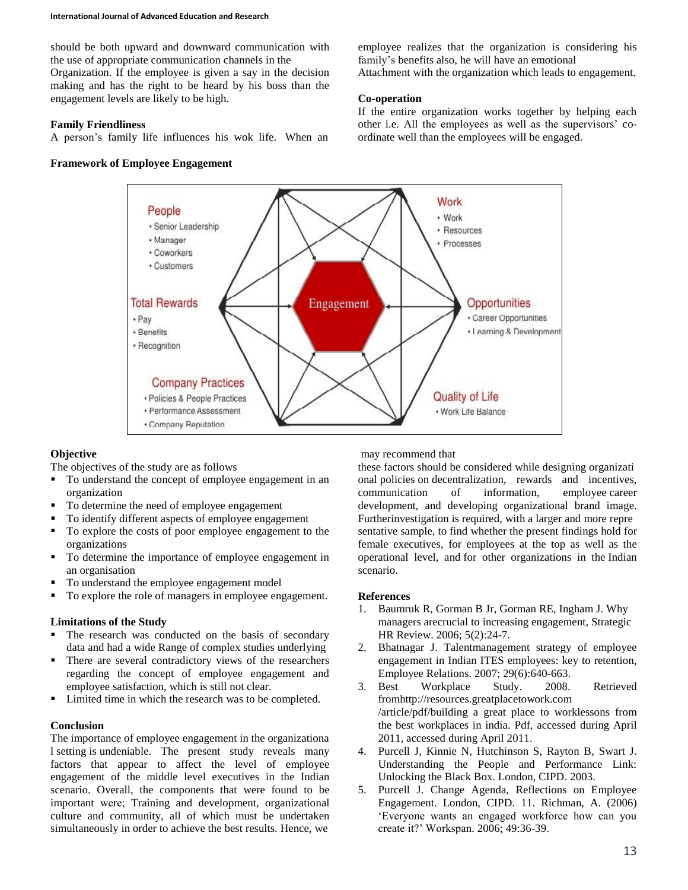should be both upward and downward communication with the use of appropriate communication channels in the Organization. If the employee is given a say in the decision making and has the right to be heard by his boss than the engagement levels are likely to be high.

**Family Friendliness**

A person's family life influences his wok life. When an employee realizes that the organization is considering his family's benefits also, he will have an emotional Attachment with the organization which leads to engagement.

**Co-operation**

If the entire organization works together by helping each other i.e. All the employees as well as the supervisors' co-ordinate well than the employees will be engaged.

**Framework of Employee Engagement**

People
- Senior Leadership
- Manager
- Coworkers
- Customers

Work
- Work
- Resources
- Processes

Total Rewards
- Pay
- Benefits
- Recognition

Engagement

Opportunities
- Career Opportunities
- Learning & Development

Company Practices
- Policies & People Practices
- Performance Assessment
- Company Reputation

Quality of Life
- Work Life Balance

**Objective**

The objectives of the study are as follows

- To understand the concept of employee engagement in an organization
- To determine the need of employee engagement
- To identify different aspects of employee engagement
- To explore the costs of poor employee engagement to the organizations
- To determine the importance of employee engagement in an organisation
- To understand the employee engagement model
- To explore the role of managers in employee engagement.

**Limitations of the Study**

- The research was conducted on the basis of secondary data and had a wide Range of complex studies underlying
- There are several contradictory views of the researchers regarding the concept of employee engagement and employee satisfaction, which is still not clear.
- Limited time in which the research was to be completed.

**Conclusion**

The importance of employee engagement in the organizational setting is undeniable. The present study reveals many factors that appear to affect the level of employee engagement of the middle level executives in the Indian scenario. Overall, the components that were found to be important were; Training and development, organizational culture and community, all of which must be undertaken simultaneously in order to achieve the best results. Hence, we may recommend that these factors should be considered while designing organizational policies on decentralization, rewards and incentives, communication of information, employee career development, and developing organizational brand image. Furtherinvestigation is required, with a larger and more representative sample, to find whether the present findings hold for female executives, for employees at the top as well as the operational level, and for other organizations in the Indian scenario.

**References**

1. Baumruk R, Gorman B Jr, Gorman RE, Ingham J. Why managers arecrucial to increasing engagement, Strategic HR Review. 2006; 5(2):24-7.
2. Bhatnagar J. Talentmanagement strategy of employee engagement in Indian ITES employees: key to retention, Employee Relations. 2007; 29(6):640-663.
3. Best Workplace Study. 2008. Retrieved fromhttp://resources.greatplacetowork.com /article/pdf/building a great place to worklessons from the best workplaces in india. Pdf, accessed during April 2011, accessed during April 2011.
4. Purcell J, Kinnie N, Hutchinson S, Rayton B, Swart J. Understanding the People and Performance Link: Unlocking the Black Box. London, CIPD. 2003.
5. Purcell J. Change Agenda, Reflections on Employee Engagement. London, CIPD. 11. Richman, A. (2006) 'Everyone wants an engaged workforce how can you create it?' Workspan. 2006; 49:36-39.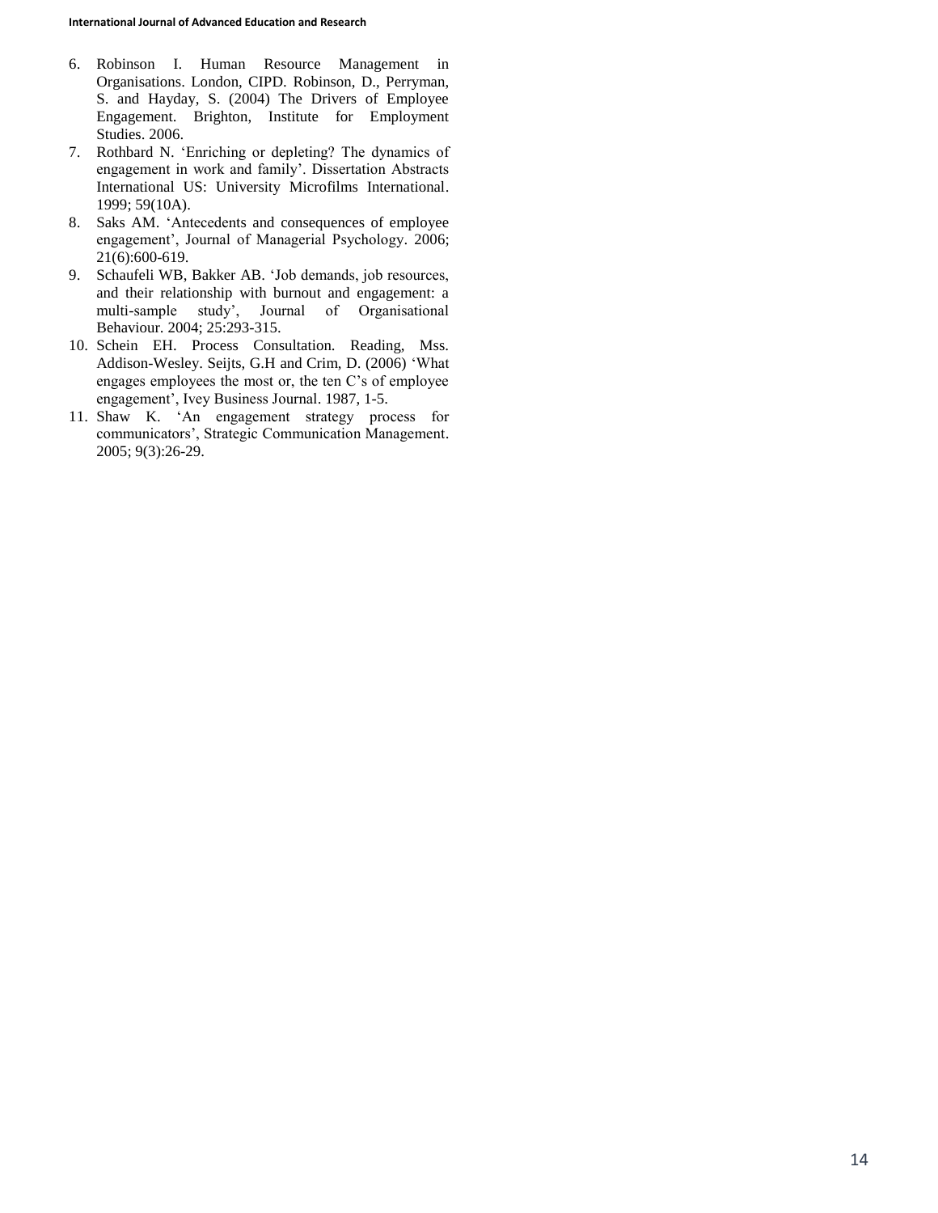6. Robinson I. Human Resource Management in Organisations. London, CIPD. Robinson, D., Perryman, S. and Hayday, S. (2004) The Drivers of Employee Engagement. Brighton, Institute for Employment Studies. 2006.
7. Rothbard N. 'Enriching or depleting? The dynamics of engagement in work and family'. Dissertation Abstracts International US: University Microfilms International. 1999; 59(10A).
8. Saks AM. 'Antecedents and consequences of employee engagement', Journal of Managerial Psychology. 2006; 21(6):600-619.
9. Schaufeli WB, Bakker AB. 'Job demands, job resources, and their relationship with burnout and engagement: a multi-sample study', Journal of Organisational Behaviour. 2004; 25:293-315.
10. Schein EH. Process Consultation. Reading, Mss. Addison-Wesley. Seijts, G.H and Crim, D. (2006) 'What engages employees the most or, the ten C's of employee engagement', Ivey Business Journal. 1987, 1-5.
11. Shaw K. 'An engagement strategy process for communicators', Strategic Communication Management. 2005; 9(3):26-29.